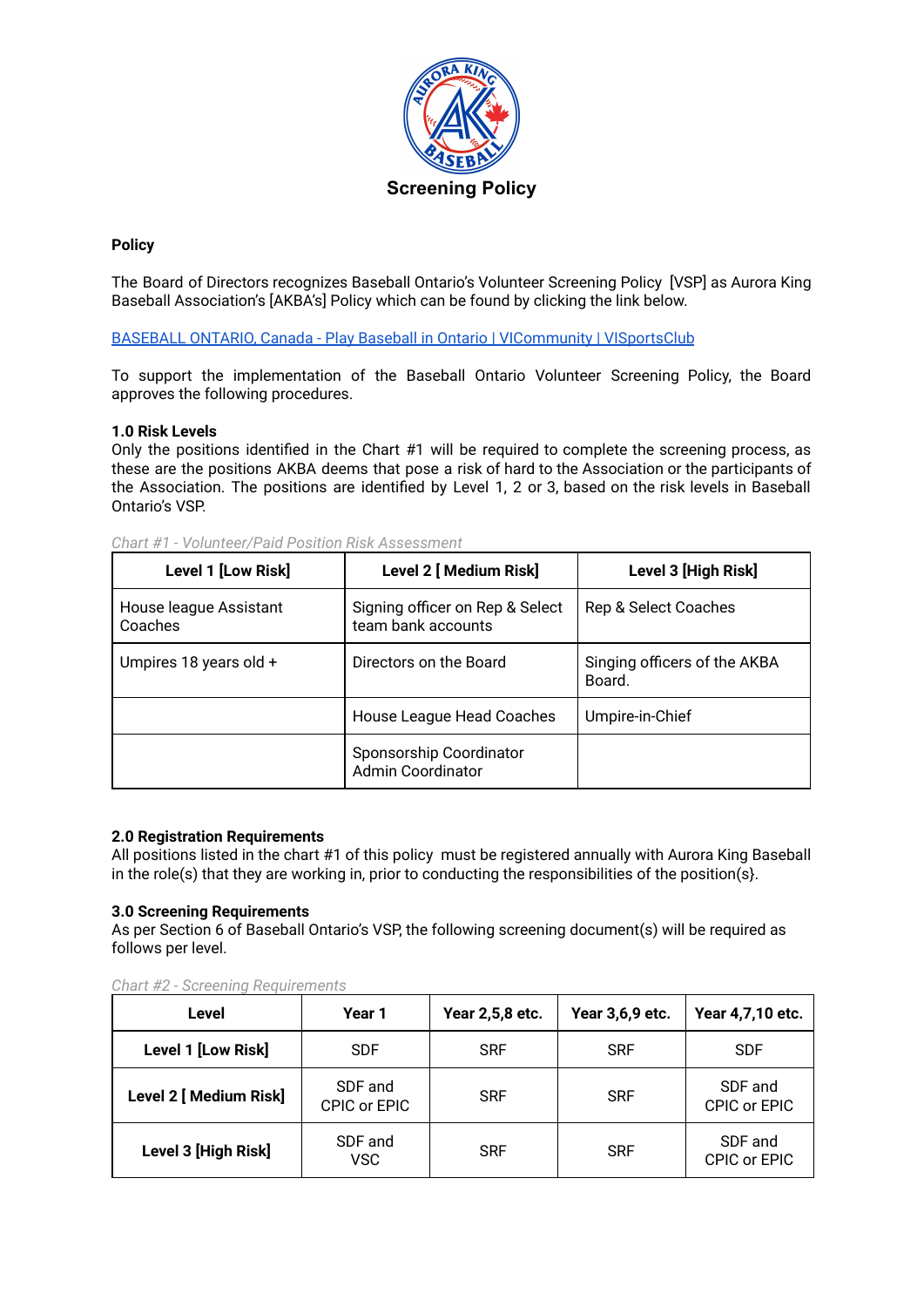# Screening Policy

**Policy**

The Board of Directors recognizes Baseball Ontario's Volunteer Screening Policy [VSP] as Aurora King Baseball Association's [AKBA's] Policy which can be found by clicking the link below.

[BASEBALL ONTARIO, Canada - Play Baseball in Ontario | VICommunity | VISportsClub]()

To support the implementation of the Baseball Ontario Volunteer Screening Policy, the Board approves the following procedures.

**1.0 Risk Levels**

Only the positions identified in the Chart #1 will be required to complete the screening process, as these are the positions AKBA deems that pose a risk of hard to the Association or the participants of the Association. The positions are identified by Level 1, 2 or 3, based on the risk levels in Baseball Ontario's VSP.

*Chart #1 - Volunteer/Paid Position Risk Assessment*

| Level 1 [Low Risk] | Level 2 [ Medium Risk] | Level 3 [High Risk] |
|---|---|---|
| House league Assistant Coaches | Signing officer on Rep & Select team bank accounts | Rep & Select Coaches |
| Umpires 18 years old + | Directors on the Board | Singing officers of the AKBA Board. |
| | House League Head Coaches | Umpire-in-Chief |
| | Sponsorship Coordinator<br>Admin Coordinator | |

**2.0 Registration Requirements**

All positions listed in the chart #1 of this policy must be registered annually with Aurora King Baseball in the role(s) that they are working in, prior to conducting the responsibilities of the position(s}.

**3.0 Screening Requirements**

As per Section 6 of Baseball Ontario's VSP, the following screening document(s) will be required as follows per level.

*Chart #2 - Screening Requirements*

| Level | Year 1 | Year 2,5,8 etc. | Year 3,6,9 etc. | Year 4,7,10 etc. |
|---|---|---|---|---|
| **Level 1 [Low Risk]** | SDF | SRF | SRF | SDF |
| **Level 2 [ Medium Risk]** | SDF and CPIC or EPIC | SRF | SRF | SDF and CPIC or EPIC |
| **Level 3 [High Risk]** | SDF and VSC | SRF | SRF | SDF and CPIC or EPIC |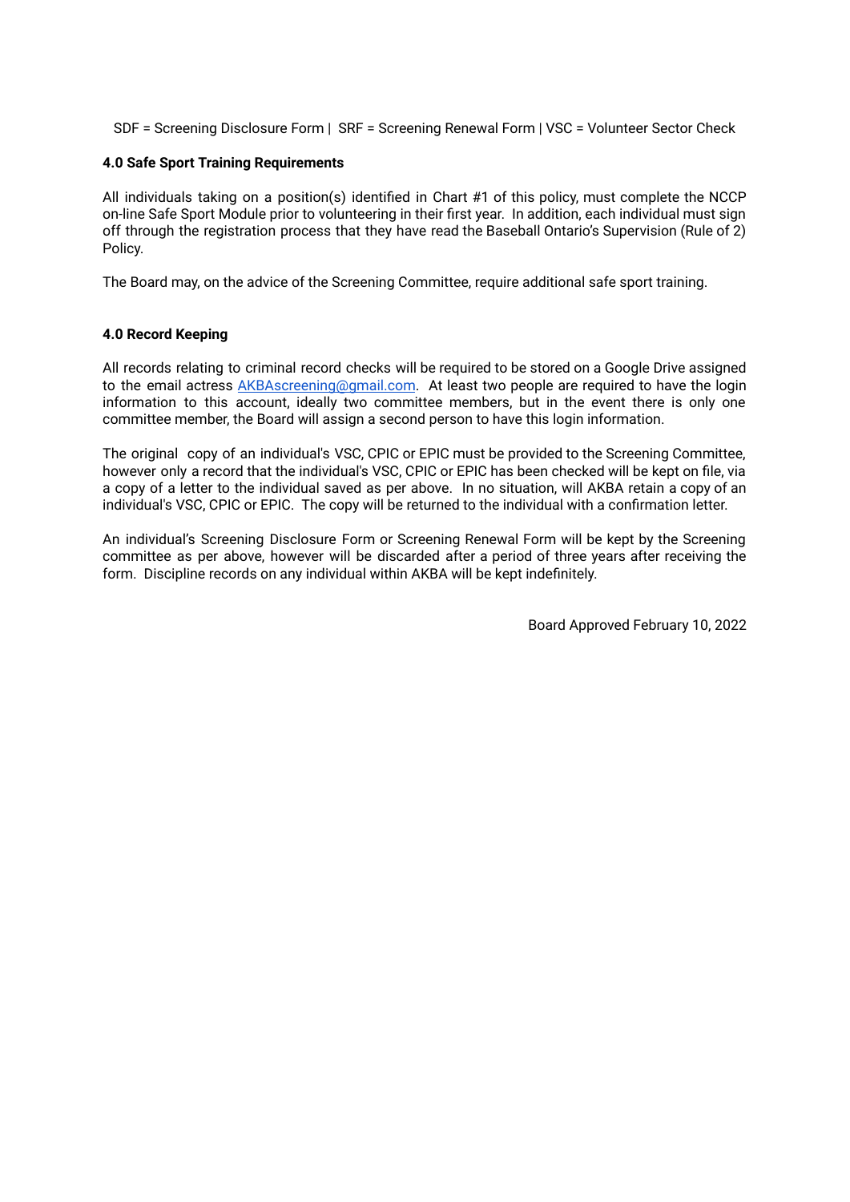SDF = Screening Disclosure Form | SRF = Screening Renewal Form | VSC = Volunteer Sector Check

**4.0 Safe Sport Training Requirements**

All individuals taking on a position(s) identified in Chart #1 of this policy, must complete the NCCP on-line Safe Sport Module prior to volunteering in their first year. In addition, each individual must sign off through the registration process that they have read the Baseball Ontario's Supervision (Rule of 2) Policy.

The Board may, on the advice of the Screening Committee, require additional safe sport training.

**4.0 Record Keeping**

All records relating to criminal record checks will be required to be stored on a Google Drive assigned to the email actress [AKBAscreening@gmail.com](mailto:AKBAscreening@gmail.com). At least two people are required to have the login information to this account, ideally two committee members, but in the event there is only one committee member, the Board will assign a second person to have this login information.

The original copy of an individual's VSC, CPIC or EPIC must be provided to the Screening Committee, however only a record that the individual's VSC, CPIC or EPIC has been checked will be kept on file, via a copy of a letter to the individual saved as per above. In no situation, will AKBA retain a copy of an individual's VSC, CPIC or EPIC. The copy will be returned to the individual with a confirmation letter.

An individual's Screening Disclosure Form or Screening Renewal Form will be kept by the Screening committee as per above, however will be discarded after a period of three years after receiving the form. Discipline records on any individual within AKBA will be kept indefinitely.

Board Approved February 10, 2022